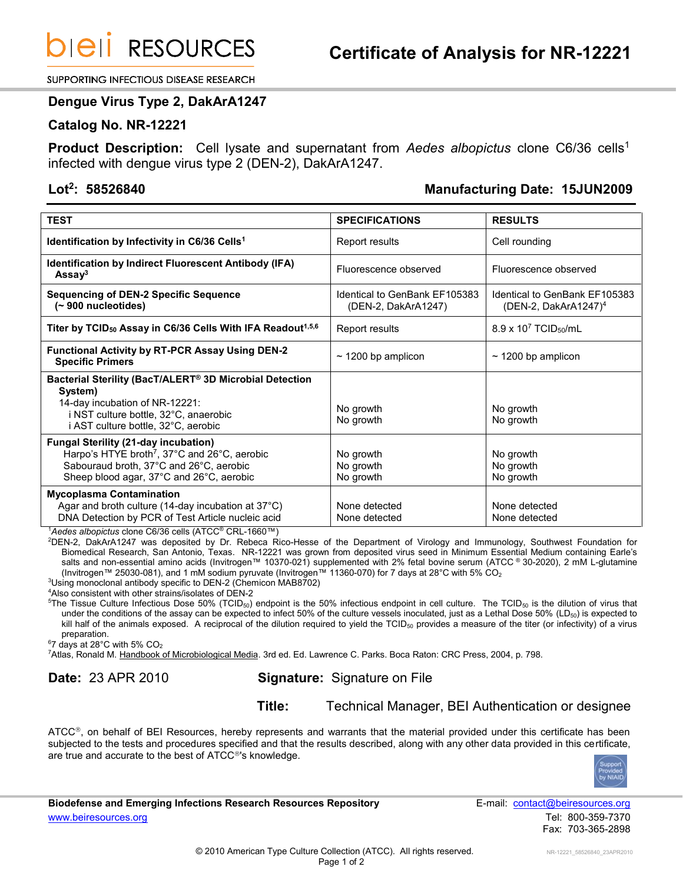# bei RESOURCES

SUPPORTING INFECTIOUS DISEASE RESEARCH

# Certificate of Analysis for NR-12221

## Dengue Virus Type 2, DakArA1247

## Catalog No. NR-12221

**Product Description:** Cell lysate and supernatant from *Aedes albopictus* clone C6/36 cells[1] infected with dengue virus type 2 (DEN-2), DakArA1247.

**Lot[2]: 58526840** **Manufacturing Date: 15JUN2009**

| TEST | SPECIFICATIONS | RESULTS |
|---|---|---|
| **Identification by Infectivity in C6/36 Cells[1]** | Report results | Cell rounding |
| **Identification by Indirect Fluorescent Antibody (IFA) Assay[3]** | Fluorescence observed | Fluorescence observed |
| **Sequencing of DEN-2 Specific Sequence (~ 900 nucleotides)** | Identical to GenBank EF105383 (DEN-2, DakArA1247) | Identical to GenBank EF105383 (DEN-2, DakArA1247)[4] |
| **Titer by $TCID_{50}$ Assay in C6/36 Cells With IFA Readout[1,5,6]** | Report results | $8.9 \times 10^7$ $TCID_{50}$/mL |
| **Functional Activity by RT-PCR Assay Using DEN-2 Specific Primers** | ~ 1200 bp amplicon | ~ 1200 bp amplicon |
| **Bacterial Sterility (BacT/ALERT® 3D Microbial Detection System)**<br>14-day incubation of NR-12221:<br>i NST culture bottle, 32°C, anaerobic<br>i AST culture bottle, 32°C, aerobic | <br><br>No growth<br>No growth | <br><br>No growth<br>No growth |
| **Fungal Sterility (21-day incubation)**<br>Harpo's HTYE broth[7], 37°C and 26°C, aerobic<br>Sabouraud broth, 37°C and 26°C, aerobic<br>Sheep blood agar, 37°C and 26°C, aerobic | <br>No growth<br>No growth<br>No growth | <br>No growth<br>No growth<br>No growth |
| **Mycoplasma Contamination**<br>Agar and broth culture (14-day incubation at 37°C)<br>DNA Detection by PCR of Test Article nucleic acid | <br>None detected<br>None detected | <br>None detected<br>None detected |

[1] *Aedes albopictus* clone C6/36 cells (ATCC® CRL-1660™)

[2] DEN-2, DakArA1247 was deposited by Dr. Rebeca Rico-Hesse of the Department of Virology and Immunology, Southwest Foundation for Biomedical Research, San Antonio, Texas. NR-12221 was grown from deposited virus seed in Minimum Essential Medium containing Earle's salts and non-essential amino acids (Invitrogen™ 10370-021) supplemented with 2% fetal bovine serum (ATCC® 30-2020), 2 mM L-glutamine (Invitrogen™ 25030-081), and 1 mM sodium pyruvate (Invitrogen™ 11360-070) for 7 days at 28°C with 5% $CO_2$

[3] Using monoclonal antibody specific to DEN-2 (Chemicon MAB8702)

[4] Also consistent with other strains/isolates of DEN-2

[5] The Tissue Culture Infectious Dose 50% ($TCID_{50}$) endpoint is the 50% infectious endpoint in cell culture. The $TCID_{50}$ is the dilution of virus that under the conditions of the assay can be expected to infect 50% of the culture vessels inoculated, just as a Lethal Dose 50% ($LD_{50}$) is expected to kill half of the animals exposed. A reciprocal of the dilution required to yield the $TCID_{50}$ provides a measure of the titer (or infectivity) of a virus preparation.

[6] 7 days at 28°C with 5% $CO_2$

[7] Atlas, Ronald M. Handbook of Microbiological Media. 3rd ed. Ed. Lawrence C. Parks. Boca Raton: CRC Press, 2004, p. 798.

**Date:** 23 APR 2010 **Signature:** Signature on File

**Title:** Technical Manager, BEI Authentication or designee

ATCC®, on behalf of BEI Resources, hereby represents and warrants that the material provided under this certificate has been subjected to the tests and procedures specified and that the results described, along with any other data provided in this certificate, are true and accurate to the best of ATCC®'s knowledge.

Support Provided by NIAID

**Biodefense and Emerging Infections Research Resources Repository**
www.beiresources.org

E-mail: contact@beiresources.org
Tel: 800-359-7370
Fax: 703-365-2898

© 2010 American Type Culture Collection (ATCC). All rights reserved.

NR-12221_58526840_23APR2010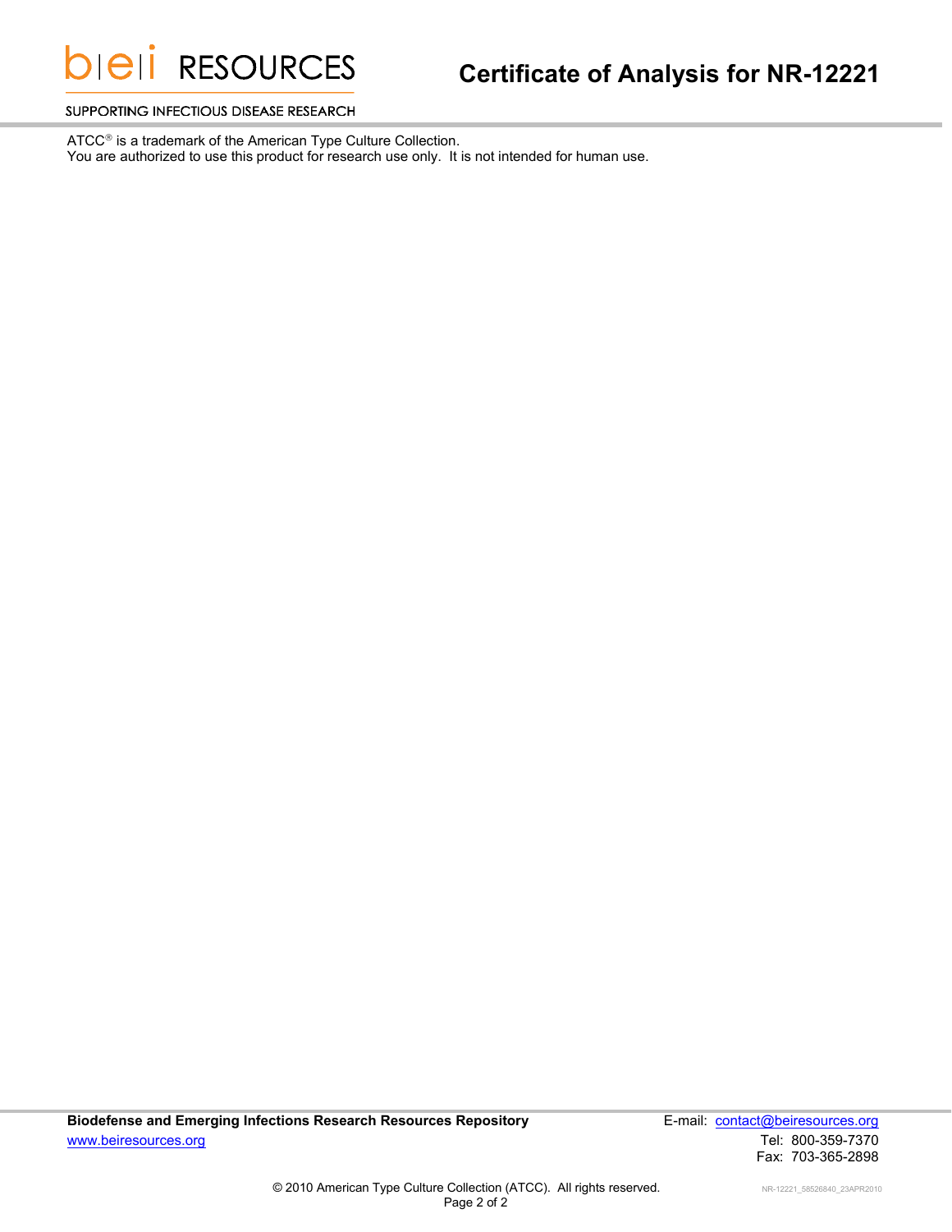ATCC® is a trademark of the American Type Culture Collection.
You are authorized to use this product for research use only. It is not intended for human use.